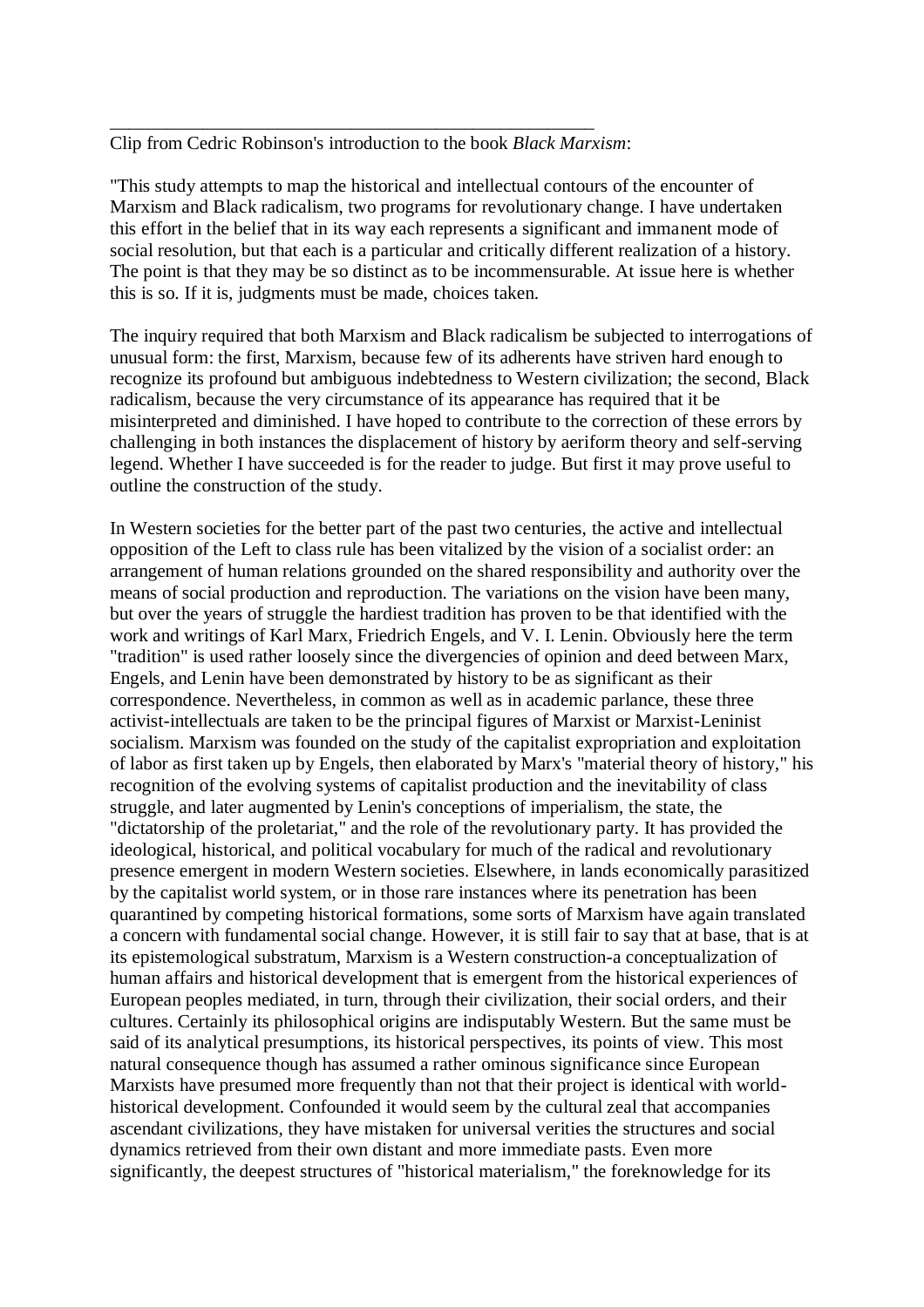______________________________________________________

Clip from Cedric Robinson's introduction to the book *Black Marxism*:

"This study attempts to map the historical and intellectual contours of the encounter of Marxism and Black radicalism, two programs for revolutionary change. I have undertaken this effort in the belief that in its way each represents a significant and immanent mode of social resolution, but that each is a particular and critically different realization of a history. The point is that they may be so distinct as to be incommensurable. At issue here is whether this is so. If it is, judgments must be made, choices taken.

The inquiry required that both Marxism and Black radicalism be subjected to interrogations of unusual form: the first, Marxism, because few of its adherents have striven hard enough to recognize its profound but ambiguous indebtedness to Western civilization; the second, Black radicalism, because the very circumstance of its appearance has required that it be misinterpreted and diminished. I have hoped to contribute to the correction of these errors by challenging in both instances the displacement of history by aeriform theory and self-serving legend. Whether I have succeeded is for the reader to judge. But first it may prove useful to outline the construction of the study.

In Western societies for the better part of the past two centuries, the active and intellectual opposition of the Left to class rule has been vitalized by the vision of a socialist order: an arrangement of human relations grounded on the shared responsibility and authority over the means of social production and reproduction. The variations on the vision have been many, but over the years of struggle the hardiest tradition has proven to be that identified with the work and writings of Karl Marx, Friedrich Engels, and V. I. Lenin. Obviously here the term "tradition" is used rather loosely since the divergencies of opinion and deed between Marx, Engels, and Lenin have been demonstrated by history to be as significant as their correspondence. Nevertheless, in common as well as in academic parlance, these three activist-intellectuals are taken to be the principal figures of Marxist or Marxist-Leninist socialism. Marxism was founded on the study of the capitalist expropriation and exploitation of labor as first taken up by Engels, then elaborated by Marx's "material theory of history," his recognition of the evolving systems of capitalist production and the inevitability of class struggle, and later augmented by Lenin's conceptions of imperialism, the state, the "dictatorship of the proletariat," and the role of the revolutionary party. It has provided the ideological, historical, and political vocabulary for much of the radical and revolutionary presence emergent in modern Western societies. Elsewhere, in lands economically parasitized by the capitalist world system, or in those rare instances where its penetration has been quarantined by competing historical formations, some sorts of Marxism have again translated a concern with fundamental social change. However, it is still fair to say that at base, that is at its epistemological substratum, Marxism is a Western construction-a conceptualization of human affairs and historical development that is emergent from the historical experiences of European peoples mediated, in turn, through their civilization, their social orders, and their cultures. Certainly its philosophical origins are indisputably Western. But the same must be said of its analytical presumptions, its historical perspectives, its points of view. This most natural consequence though has assumed a rather ominous significance since European Marxists have presumed more frequently than not that their project is identical with world-historical development. Confounded it would seem by the cultural zeal that accompanies ascendant civilizations, they have mistaken for universal verities the structures and social dynamics retrieved from their own distant and more immediate pasts. Even more significantly, the deepest structures of "historical materialism," the foreknowledge for its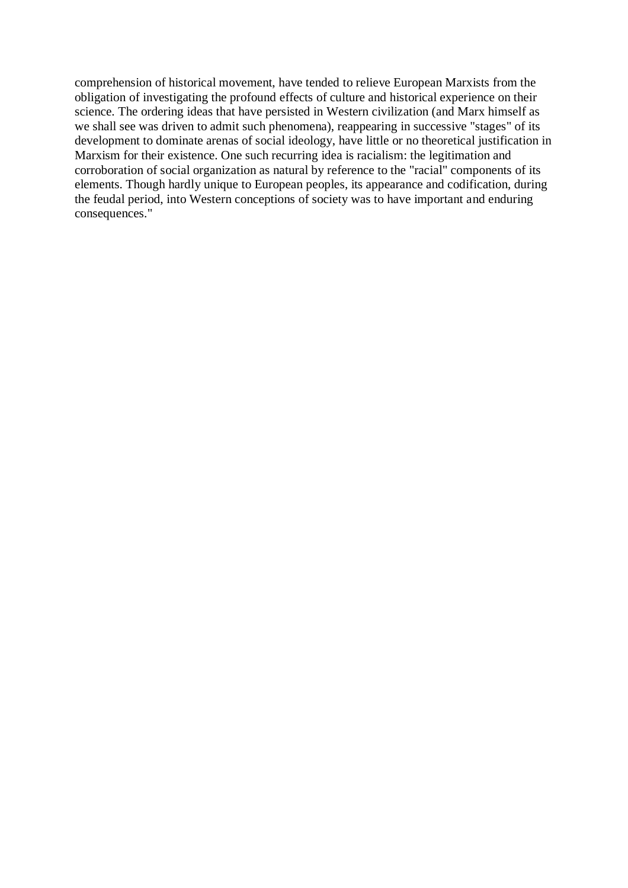comprehension of historical movement, have tended to relieve European Marxists from the obligation of investigating the profound effects of culture and historical experience on their science. The ordering ideas that have persisted in Western civilization (and Marx himself as we shall see was driven to admit such phenomena), reappearing in successive "stages" of its development to dominate arenas of social ideology, have little or no theoretical justification in Marxism for their existence. One such recurring idea is racialism: the legitimation and corroboration of social organization as natural by reference to the "racial" components of its elements. Though hardly unique to European peoples, its appearance and codification, during the feudal period, into Western conceptions of society was to have important and enduring consequences."